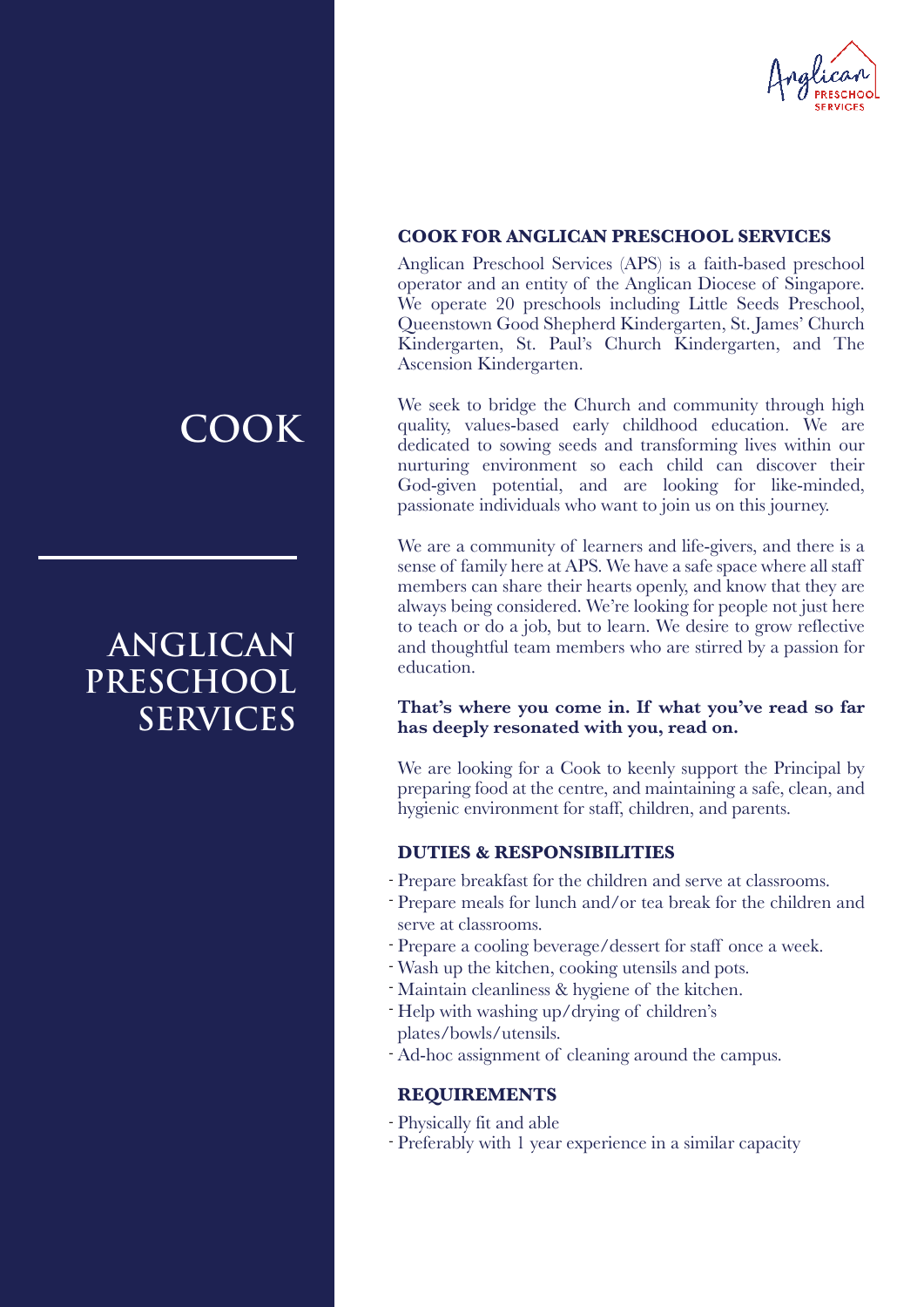# COOK

## ANGLICAN PRESCHOOL SERVICES

### COOK FOR ANGLICAN PRESCHOOL SERVICES

Anglican Preschool Services (APS) is a faith-based preschool operator and an entity of the Anglican Diocese of Singapore. We operate 20 preschools including Little Seeds Preschool, Queenstown Good Shepherd Kindergarten, St. James' Church Kindergarten, St. Paul's Church Kindergarten, and The Ascension Kindergarten.

We seek to bridge the Church and community through high quality, values-based early childhood education. We are dedicated to sowing seeds and transforming lives within our nurturing environment so each child can discover their God-given potential, and are looking for like-minded, passionate individuals who want to join us on this journey.

We are a community of learners and life-givers, and there is a sense of family here at APS. We have a safe space where all staff members can share their hearts openly, and know that they are always being considered. We're looking for people not just here to teach or do a job, but to learn. We desire to grow reflective and thoughtful team members who are stirred by a passion for education.

**That's where you come in. If what you've read so far has deeply resonated with you, read on.**

We are looking for a Cook to keenly support the Principal by preparing food at the centre, and maintaining a safe, clean, and hygienic environment for staff, children, and parents.

### DUTIES & RESPONSIBILITIES

- Prepare breakfast for the children and serve at classrooms.
- Prepare meals for lunch and/or tea break for the children and serve at classrooms.
- Prepare a cooling beverage/dessert for staff once a week.
- Wash up the kitchen, cooking utensils and pots.
- Maintain cleanliness & hygiene of the kitchen.
- Help with washing up/drying of children's plates/bowls/utensils.
- Ad-hoc assignment of cleaning around the campus.

### REQUIREMENTS

- Physically fit and able
- Preferably with 1 year experience in a similar capacity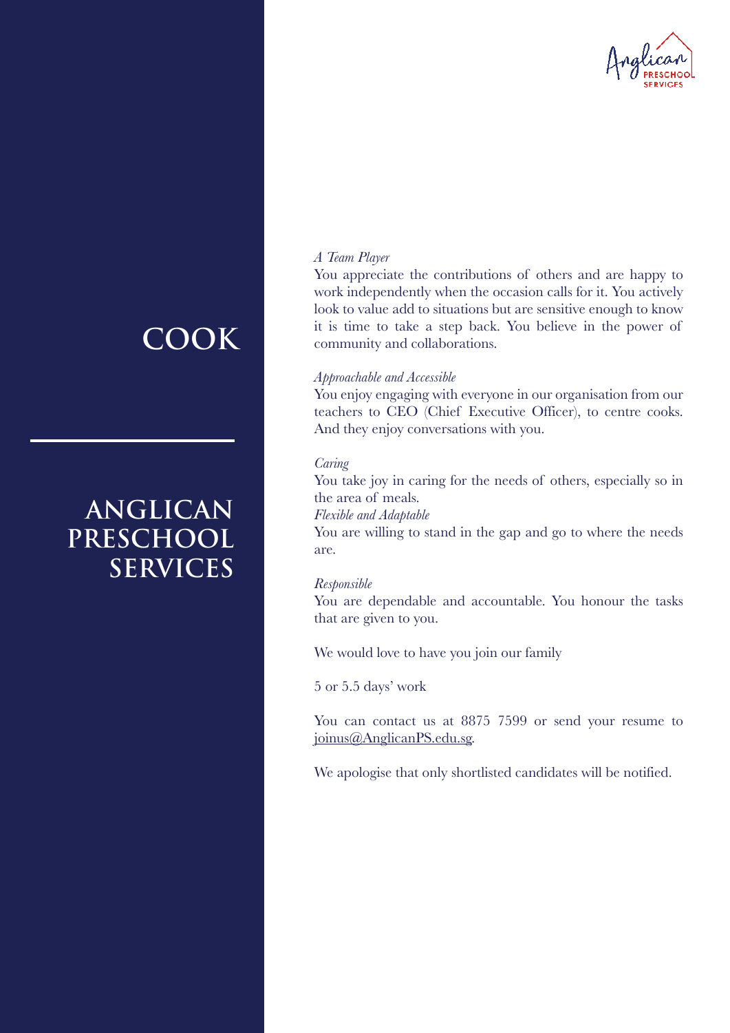# COOK

## ANGLICAN PRESCHOOL SERVICES

*A Team Player*

You appreciate the contributions of others and are happy to work independently when the occasion calls for it. You actively look to value add to situations but are sensitive enough to know it is time to take a step back. You believe in the power of community and collaborations.

*Approachable and Accessible*

You enjoy engaging with everyone in our organisation from our teachers to CEO (Chief Executive Officer), to centre cooks. And they enjoy conversations with you.

*Caring*

You take joy in caring for the needs of others, especially so in the area of meals.

*Flexible and Adaptable*

You are willing to stand in the gap and go to where the needs are.

*Responsible*

You are dependable and accountable. You honour the tasks that are given to you.

We would love to have you join our family

5 or 5.5 days' work

You can contact us at 8875 7599 or send your resume to joinus@AnglicanPS.edu.sg.

We apologise that only shortlisted candidates will be notified.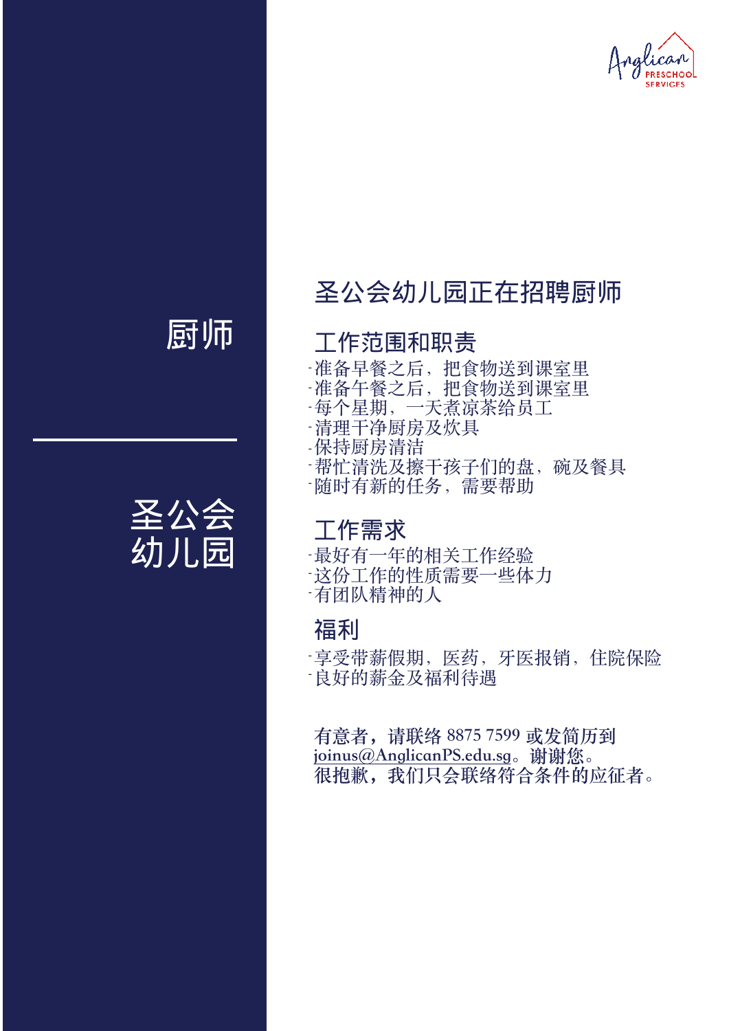Anglican PRESCHOOL SERVICES

厨师

圣公会
幼儿园

# 圣公会幼儿园正在招聘厨师

## 工作范围和职责

- 准备早餐之后，把食物送到课室里
- 准备午餐之后，把食物送到课室里
- 每个星期，一天煮凉茶给员工
- 清理干净厨房及炊具
- 保持厨房清洁
- 帮忙清洗及擦干孩子们的盘，碗及餐具
- 随时有新的任务，需要帮助

## 工作需求

- 最好有一年的相关工作经验
- 这份工作的性质需要一些体力
- 有团队精神的人

## 福利

- 享受带薪假期，医药，牙医报销，住院保险
- 良好的薪金及福利待遇

有意者，请联络 8875 7599 或发简历到 joinus@AnglicanPS.edu.sg。谢谢您。
很抱歉，我们只会联络符合条件的应征者。